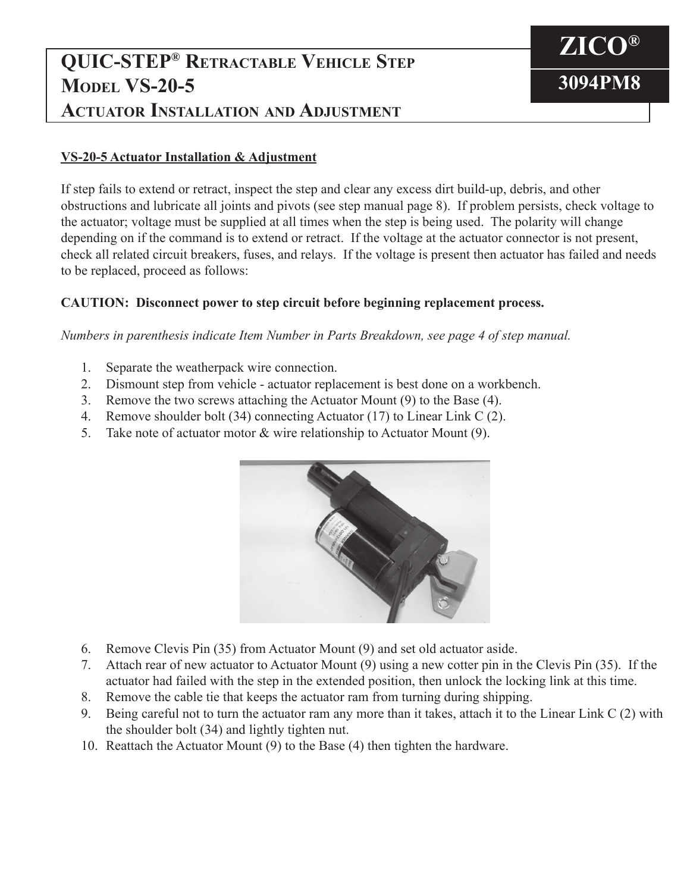# QUIC-STEP® Retractable Vehicle Step Model VS-20-5 Actuator Installation and Adjustment

**ZICO®**

**3094PM8**

**VS-20-5 Actuator Installation & Adjustment**

If step fails to extend or retract, inspect the step and clear any excess dirt build-up, debris, and other obstructions and lubricate all joints and pivots (see step manual page 8). If problem persists, check voltage to the actuator; voltage must be supplied at all times when the step is being used. The polarity will change depending on if the command is to extend or retract. If the voltage at the actuator connector is not present, check all related circuit breakers, fuses, and relays. If the voltage is present then actuator has failed and needs to be replaced, proceed as follows:

**CAUTION: Disconnect power to step circuit before beginning replacement process.**

*Numbers in parenthesis indicate Item Number in Parts Breakdown, see page 4 of step manual.*

1. Separate the weatherpack wire connection.
2. Dismount step from vehicle - actuator replacement is best done on a workbench.
3. Remove the two screws attaching the Actuator Mount (9) to the Base (4).
4. Remove shoulder bolt (34) connecting Actuator (17) to Linear Link C (2).
5. Take note of actuator motor & wire relationship to Actuator Mount (9).
6. Remove Clevis Pin (35) from Actuator Mount (9) and set old actuator aside.
7. Attach rear of new actuator to Actuator Mount (9) using a new cotter pin in the Clevis Pin (35). If the actuator had failed with the step in the extended position, then unlock the locking link at this time.
8. Remove the cable tie that keeps the actuator ram from turning during shipping.
9. Being careful not to turn the actuator ram any more than it takes, attach it to the Linear Link C (2) with the shoulder bolt (34) and lightly tighten nut.
10. Reattach the Actuator Mount (9) to the Base (4) then tighten the hardware.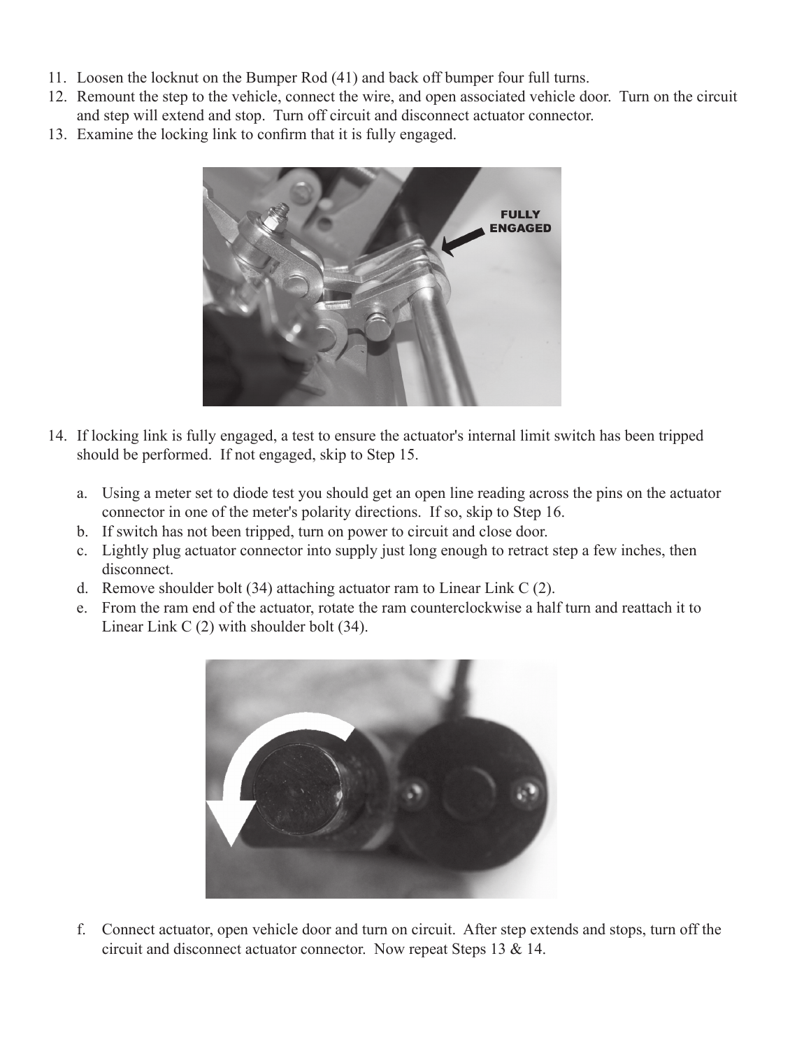11. Loosen the locknut on the Bumper Rod (41) and back off bumper four full turns.
12. Remount the step to the vehicle, connect the wire, and open associated vehicle door. Turn on the circuit and step will extend and stop. Turn off circuit and disconnect actuator connector.
13. Examine the locking link to confirm that it is fully engaged.

FULLY ENGAGED

14. If locking link is fully engaged, a test to ensure the actuator's internal limit switch has been tripped should be performed. If not engaged, skip to Step 15.

    a. Using a meter set to diode test you should get an open line reading across the pins on the actuator connector in one of the meter's polarity directions. If so, skip to Step 16.
    b. If switch has not been tripped, turn on power to circuit and close door.
    c. Lightly plug actuator connector into supply just long enough to retract step a few inches, then disconnect.
    d. Remove shoulder bolt (34) attaching actuator ram to Linear Link C (2).
    e. From the ram end of the actuator, rotate the ram counterclockwise a half turn and reattach it to Linear Link C (2) with shoulder bolt (34).

    f. Connect actuator, open vehicle door and turn on circuit. After step extends and stops, turn off the circuit and disconnect actuator connector. Now repeat Steps 13 & 14.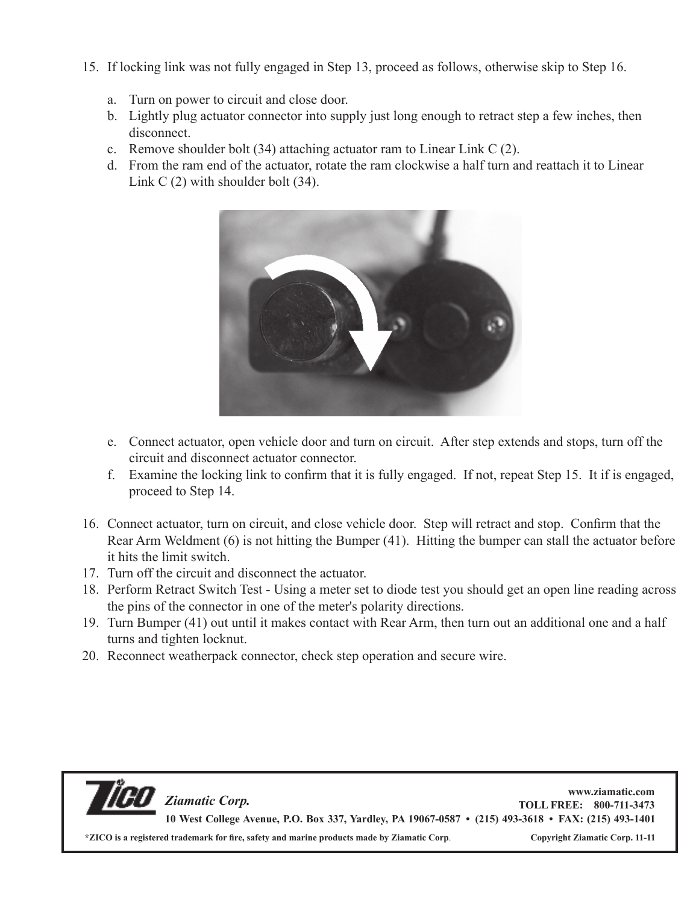15. If locking link was not fully engaged in Step 13, proceed as follows, otherwise skip to Step 16.

    a. Turn on power to circuit and close door.
    b. Lightly plug actuator connector into supply just long enough to retract step a few inches, then disconnect.
    c. Remove shoulder bolt (34) attaching actuator ram to Linear Link C (2).
    d. From the ram end of the actuator, rotate the ram clockwise a half turn and reattach it to Linear Link C (2) with shoulder bolt (34).
    e. Connect actuator, open vehicle door and turn on circuit. After step extends and stops, turn off the circuit and disconnect actuator connector.
    f. Examine the locking link to confirm that it is fully engaged. If not, repeat Step 15. It if is engaged, proceed to Step 14.

16. Connect actuator, turn on circuit, and close vehicle door. Step will retract and stop. Confirm that the Rear Arm Weldment (6) is not hitting the Bumper (41). Hitting the bumper can stall the actuator before it hits the limit switch.
17. Turn off the circuit and disconnect the actuator.
18. Perform Retract Switch Test - Using a meter set to diode test you should get an open line reading across the pins of the connector in one of the meter's polarity directions.
19. Turn Bumper (41) out until it makes contact with Rear Arm, then turn out an additional one and a half turns and tighten locknut.
20. Reconnect weatherpack connector, check step operation and secure wire.

*Ziamatic Corp.*

**www.ziamatic.com**
**TOLL FREE: 800-711-3473**
**10 West College Avenue, P.O. Box 337, Yardley, PA 19067-0587 • (215) 493-3618 • FAX: (215) 493-1401**

**\*ZICO is a registered trademark for fire, safety and marine products made by Ziamatic Corp.** **Copyright Ziamatic Corp. 11-11**